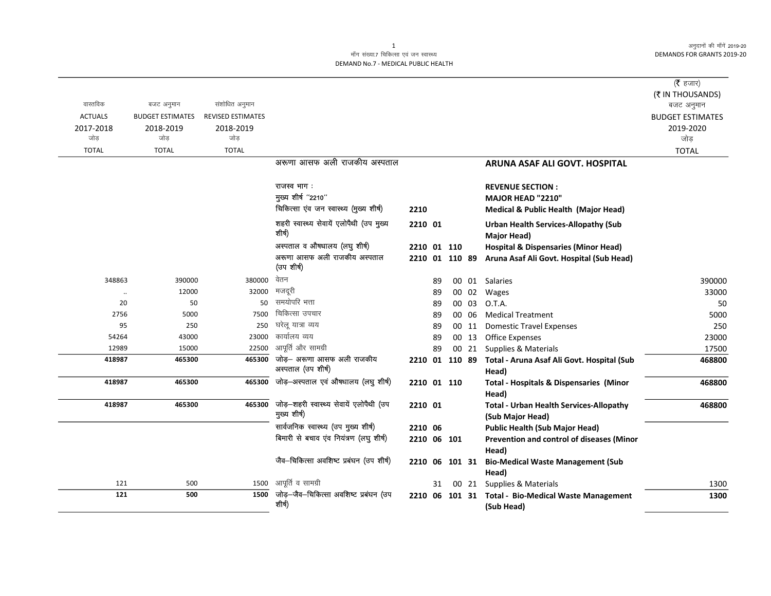माँग संख्या.7 चिकित्सा एवं जन स्वास्थ्य

DEMAND No.7 - MEDICAL PUBLIC HEALTH

अनुदानों की माँगें 2019-20

DEMANDS FOR GRANTS 2019-20

(₹ हजार)
(₹ IN THOUSANDS)

| वास्तविक ACTUALS 2017-2018 जोड़ TOTAL | बजट अनुमान BUDGET ESTIMATES 2018-2019 जोड़ TOTAL | संशोधित अनुमान REVISED ESTIMATES 2018-2019 जोड़ TOTAL | | | | | | | बजट अनुमान BUDGET ESTIMATES 2019-2020 जोड़ TOTAL |
|---|---|---|---|---|---|---|---|---|---|
| | | | अरूणा आसफ अली राजकीय अस्पताल | | | | | **ARUNA ASAF ALI GOVT. HOSPITAL** | |
| | | | राजस्व भाग : | | | | | **REVENUE SECTION :** | |
| | | | मुख्य शीर्ष ''2210'' | | | | | **MAJOR HEAD "2210"** | |
| | | | चिकित्सा एंव जन स्वास्थ्य (मुख्य शीर्ष) | 2210 | | | | **Medical & Public Health (Major Head)** | |
| | | | शहरी स्वास्थ्य सेवायें एलोपैथी (उप मुख्य शीर्ष) | 2210 | 01 | | | **Urban Health Services-Allopathy (Sub Major Head)** | |
| | | | अस्पताल व औषधालय (लघु शीर्ष) | 2210 | 01 | 110 | | **Hospital & Dispensaries (Minor Head)** | |
| | | | अरूणा आसफ अली राजकीय अस्पताल (उप शीर्ष) | 2210 | 01 | 110 | 89 | **Aruna Asaf Ali Govt. Hospital (Sub Head)** | |
| 348863 | 390000 | 380000 | वेतन | | 89 | 00 | 01 | Salaries | 390000 |
| .. | 12000 | 32000 | मजदूरी | | 89 | 00 | 02 | Wages | 33000 |
| 20 | 50 | 50 | समयोपरि भत्ता | | 89 | 00 | 03 | O.T.A. | 50 |
| 2756 | 5000 | 7500 | चिकित्सा उपचार | | 89 | 00 | 06 | Medical Treatment | 5000 |
| 95 | 250 | 250 | घरेलू यात्रा व्यय | | 89 | 00 | 11 | Domestic Travel Expenses | 250 |
| 54264 | 43000 | 23000 | कार्यालय व्यय | | 89 | 00 | 13 | Office Expenses | 23000 |
| 12989 | 15000 | 22500 | आपूर्ति और सामग्री | | 89 | 00 | 21 | Supplies & Materials | 17500 |
| **418987** | **465300** | **465300** | जोड़– अरूणा आसफ अली राजकीय अस्पताल (उप शीर्ष) | 2210 | 01 | 110 | 89 | **Total - Aruna Asaf Ali Govt. Hospital (Sub Head)** | **468800** |
| **418987** | **465300** | **465300** | जोड़–अस्पताल एवं औषधालय (लघु शीर्ष) | 2210 | 01 | 110 | | **Total - Hospitals & Dispensaries (Minor Head)** | **468800** |
| **418987** | **465300** | **465300** | जोड़–शहरी स्वास्थ्य सेवायें एलोपैथी (उप मुख्य शीर्ष) | 2210 | 01 | | | **Total - Urban Health Services-Allopathy (Sub Major Head)** | **468800** |
| | | | सार्वजनिक स्वास्थ्य (उप मुख्य शीर्ष) | 2210 | 06 | | | **Public Health (Sub Major Head)** | |
| | | | बिमारी से बचाव एंव नियंत्रण (लघु शीर्ष) | 2210 | 06 | 101 | | **Prevention and control of diseases (Minor Head)** | |
| | | | जैव–चिकित्सा अवशिष्ट प्रबंघन (उप शीर्ष) | 2210 | 06 | 101 | 31 | **Bio-Medical Waste Management (Sub Head)** | |
| 121 | 500 | 1500 | आपूर्ति व सामग्री | | 31 | 00 | 21 | Supplies & Materials | 1300 |
| **121** | **500** | **1500** | जोड़–जैव–चिकित्सा अवशिष्ट प्रबंघन (उप शीर्ष) | 2210 | 06 | 101 | 31 | **Total - Bio-Medical Waste Management (Sub Head)** | **1300** |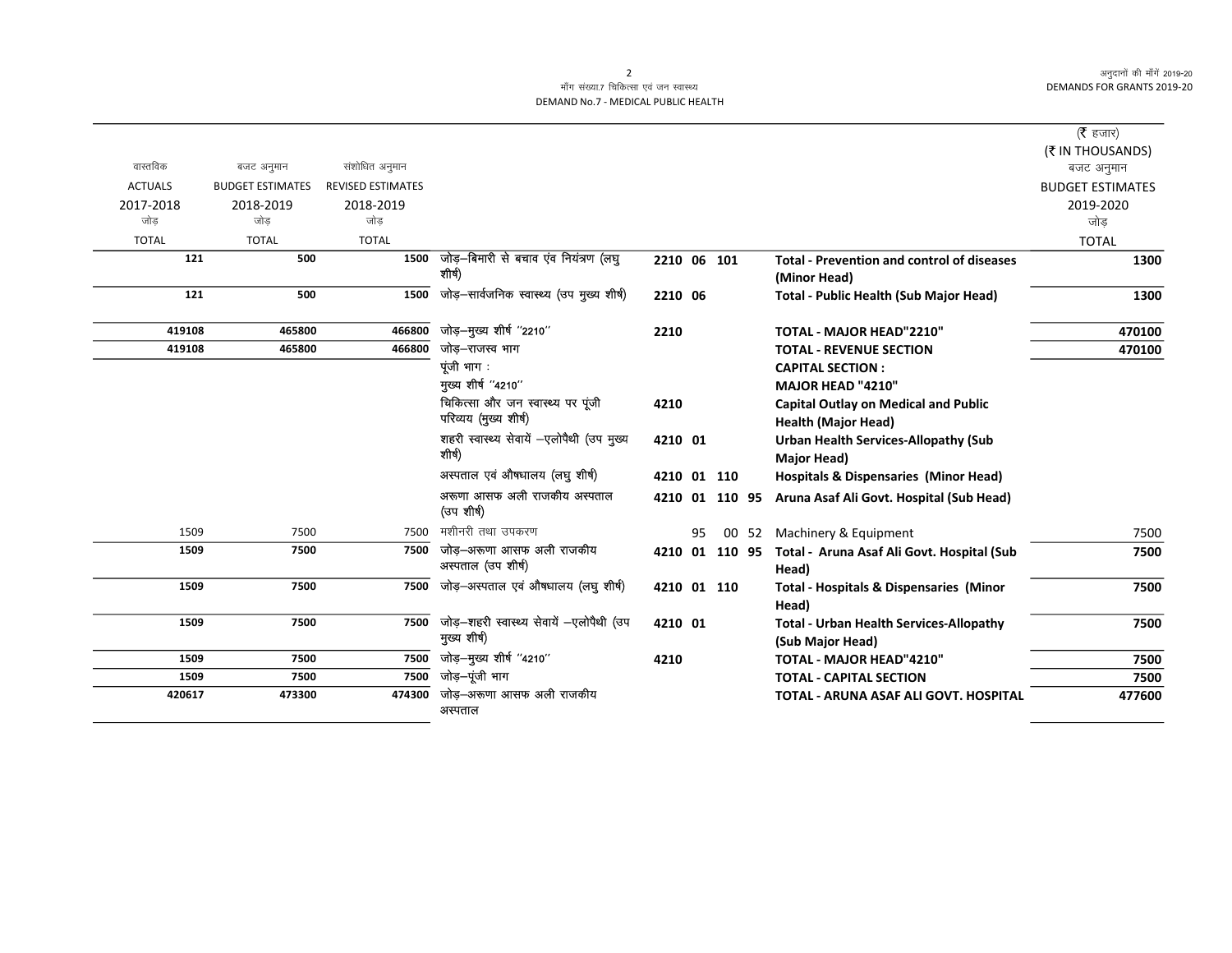मॉंग संख्या.7 चिकित्सा एवं जन स्वास्थ्य
DEMAND No.7 - MEDICAL PUBLIC HEALTH

| वास्तविक ACTUALS 2017-2018 जोड़ TOTAL | बजट अनुमान BUDGET ESTIMATES 2018-2019 जोड़ TOTAL | संशोधित अनुमान REVISED ESTIMATES 2018-2019 जोड़ TOTAL | | | | | | | (₹ हजार) (₹ IN THOUSANDS) बजट अनुमान BUDGET ESTIMATES 2019-2020 जोड़ TOTAL |
|---|---|---|---|---|---|---|---|---|---|
| **121** | **500** | **1500** | जोड़–बिमारी से बचाव एंव नियंत्रण (लघु शीर्ष) | **2210** | **06** | **101** | | **Total - Prevention and control of diseases (Minor Head)** | **1300** |
| **121** | **500** | **1500** | जोड़–सार्वजनिक स्वास्थ्य (उप मुख्य शीर्ष) | **2210** | **06** | | | **Total - Public Health (Sub Major Head)** | **1300** |
| **419108** | **465800** | **466800** | जोड़–मुख्य शीर्ष ''2210'' | **2210** | | | | **TOTAL - MAJOR HEAD"2210"** | **470100** |
| **419108** | **465800** | **466800** | जोड़–राजस्व भाग | | | | | **TOTAL - REVENUE SECTION** | **470100** |
| | | | पूंजी भाग : | | | | | **CAPITAL SECTION :** | |
| | | | मुख्य शीर्ष ''4210'' | | | | | **MAJOR HEAD "4210"** | |
| | | | चिकित्सा और जन स्वास्थ्य पर पूंजी परिव्यय (मुख्य शीर्ष) | **4210** | | | | **Capital Outlay on Medical and Public Health (Major Head)** | |
| | | | शहरी स्वास्थ्य सेवायें –एलोपैथी (उप मुख्य शीर्ष) | **4210** | **01** | | | **Urban Health Services-Allopathy (Sub Major Head)** | |
| | | | अस्पताल एवं औषधालय (लघु शीर्ष) | **4210** | **01** | **110** | | **Hospitals & Dispensaries (Minor Head)** | |
| | | | अरूणा आसफ अली राजकीय अस्पताल (उप शीर्ष) | **4210** | **01** | **110** | **95** | **Aruna Asaf Ali Govt. Hospital (Sub Head)** | |
| 1509 | 7500 | 7500 | मशीनरी तथा उपकरण | | 95 | 00 | 52 | Machinery & Equipment | 7500 |
| **1509** | **7500** | **7500** | जोड़–अरूणा आसफ अली राजकीय अस्पताल (उप शीर्ष) | **4210** | **01** | **110** | **95** | **Total - Aruna Asaf Ali Govt. Hospital (Sub Head)** | **7500** |
| **1509** | **7500** | **7500** | जोड़–अस्पताल एवं औषधालय (लघु शीर्ष) | **4210** | **01** | **110** | | **Total - Hospitals & Dispensaries (Minor Head)** | **7500** |
| **1509** | **7500** | **7500** | जोड़–शहरी स्वास्थ्य सेवायें –एलोपैथी (उप मुख्य शीर्ष) | **4210** | **01** | | | **Total - Urban Health Services-Allopathy (Sub Major Head)** | **7500** |
| **1509** | **7500** | **7500** | जोड़–मुख्य शीर्ष ''4210'' | **4210** | | | | **TOTAL - MAJOR HEAD"4210"** | **7500** |
| **1509** | **7500** | **7500** | जोड़–पूंजी भाग | | | | | **TOTAL - CAPITAL SECTION** | **7500** |
| **420617** | **473300** | **474300** | जोड़–अरूणा आसफ अली राजकीय अस्पताल | | | | | **TOTAL - ARUNA ASAF ALI GOVT. HOSPITAL** | **477600** |